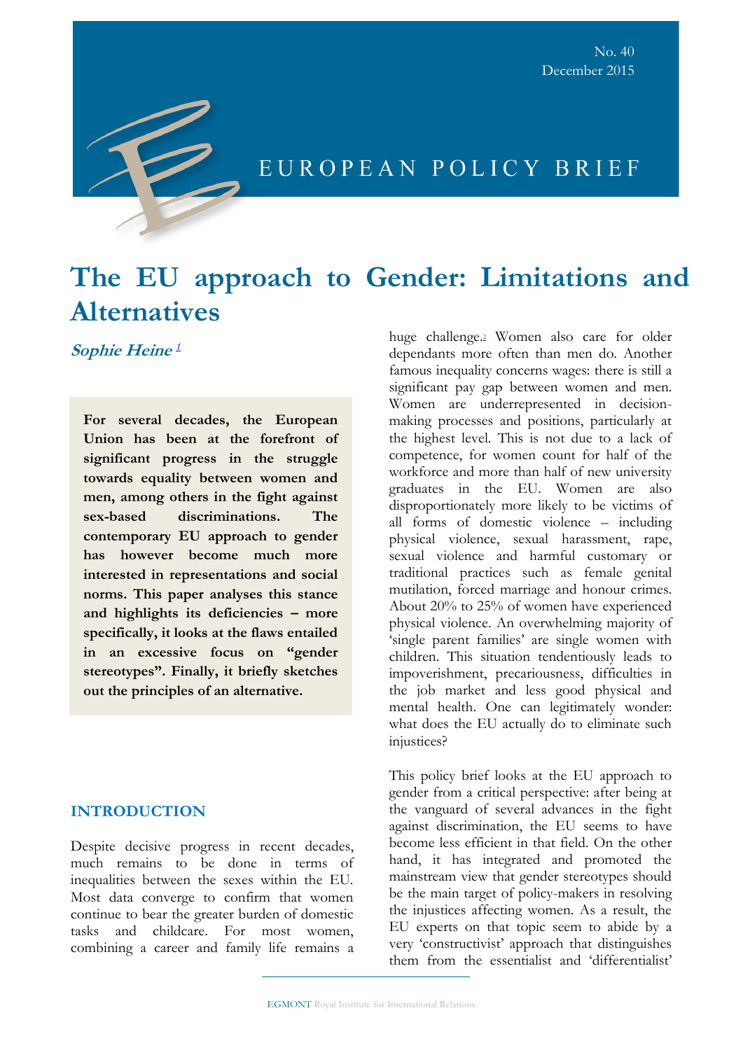No. 40
December 2015

EUROPEAN POLICY BRIEF

# The EU approach to Gender: Limitations and Alternatives

***Sophie Heine*** [1]

**For several decades, the European Union has been at the forefront of significant progress in the struggle towards equality between women and men, among others in the fight against sex-based discriminations. The contemporary EU approach to gender has however become much more interested in representations and social norms. This paper analyses this stance and highlights its deficiencies – more specifically, it looks at the flaws entailed in an excessive focus on "gender stereotypes". Finally, it briefly sketches out the principles of an alternative.**

## INTRODUCTION

Despite decisive progress in recent decades, much remains to be done in terms of inequalities between the sexes within the EU. Most data converge to confirm that women continue to bear the greater burden of domestic tasks and childcare. For most women, combining a career and family life remains a huge challenge.[2] Women also care for older dependants more often than men do. Another famous inequality concerns wages: there is still a significant pay gap between women and men. Women are underrepresented in decision-making processes and positions, particularly at the highest level. This is not due to a lack of competence, for women count for half of the workforce and more than half of new university graduates in the EU. Women are also disproportionately more likely to be victims of all forms of domestic violence – including physical violence, sexual harassment, rape, sexual violence and harmful customary or traditional practices such as female genital mutilation, forced marriage and honour crimes. About 20% to 25% of women have experienced physical violence. An overwhelming majority of 'single parent families' are single women with children. This situation tendentiously leads to impoverishment, precariousness, difficulties in the job market and less good physical and mental health. One can legitimately wonder: what does the EU actually do to eliminate such injustices?

This policy brief looks at the EU approach to gender from a critical perspective: after being at the vanguard of several advances in the fight against discrimination, the EU seems to have become less efficient in that field. On the other hand, it has integrated and promoted the mainstream view that gender stereotypes should be the main target of policy-makers in resolving the injustices affecting women. As a result, the EU experts on that topic seem to abide by a very 'constructivist' approach that distinguishes them from the essentialist and 'differentialist'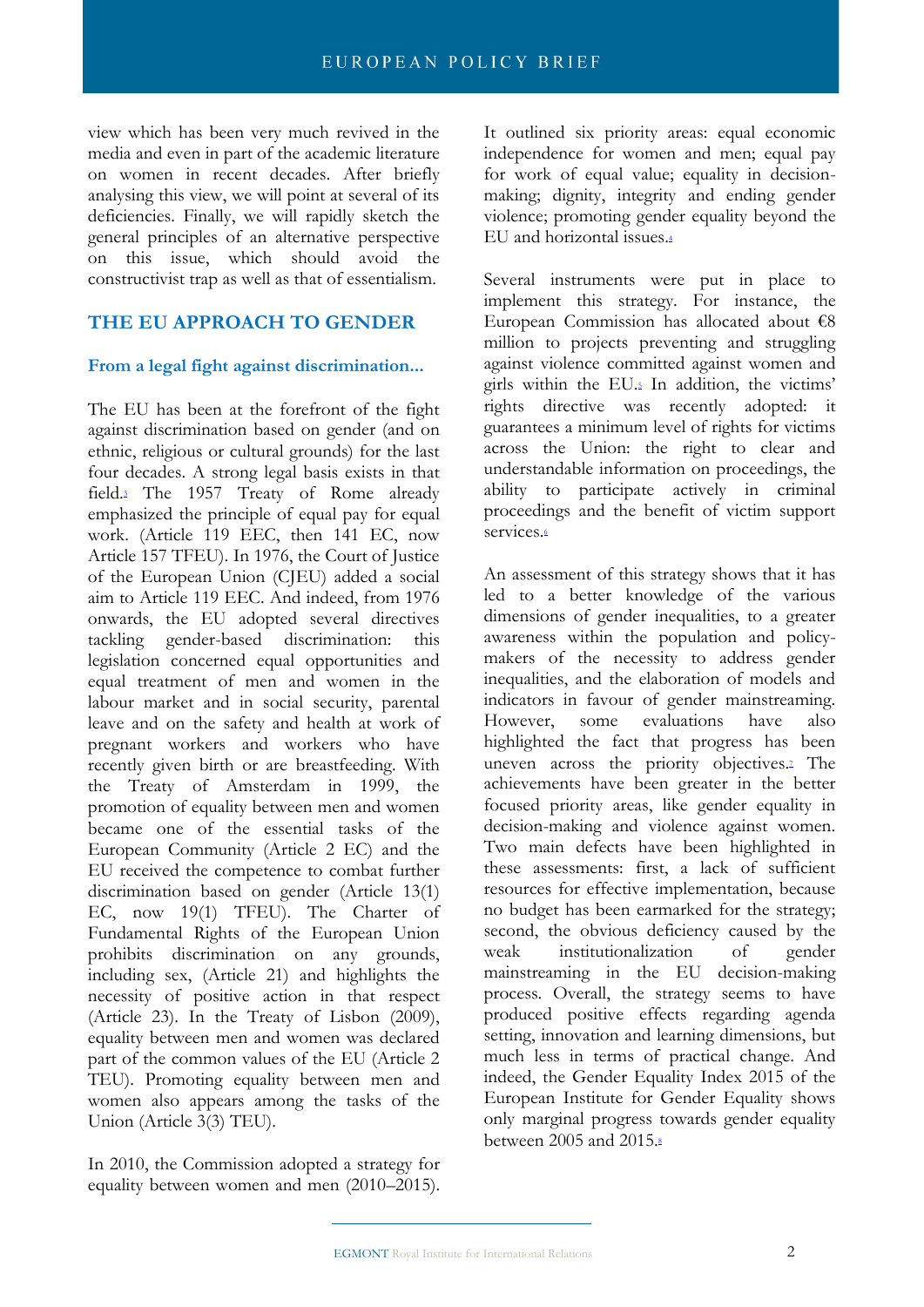view which has been very much revived in the media and even in part of the academic literature on women in recent decades. After briefly analysing this view, we will point at several of its deficiencies. Finally, we will rapidly sketch the general principles of an alternative perspective on this issue, which should avoid the constructivist trap as well as that of essentialism.

## THE EU APPROACH TO GENDER

### From a legal fight against discrimination...

The EU has been at the forefront of the fight against discrimination based on gender (and on ethnic, religious or cultural grounds) for the last four decades. A strong legal basis exists in that field.[3] The 1957 Treaty of Rome already emphasized the principle of equal pay for equal work. (Article 119 EEC, then 141 EC, now Article 157 TFEU). In 1976, the Court of Justice of the European Union (CJEU) added a social aim to Article 119 EEC. And indeed, from 1976 onwards, the EU adopted several directives tackling gender-based discrimination: this legislation concerned equal opportunities and equal treatment of men and women in the labour market and in social security, parental leave and on the safety and health at work of pregnant workers and workers who have recently given birth or are breastfeeding. With the Treaty of Amsterdam in 1999, the promotion of equality between men and women became one of the essential tasks of the European Community (Article 2 EC) and the EU received the competence to combat further discrimination based on gender (Article 13(1) EC, now 19(1) TFEU). The Charter of Fundamental Rights of the European Union prohibits discrimination on any grounds, including sex, (Article 21) and highlights the necessity of positive action in that respect (Article 23). In the Treaty of Lisbon (2009), equality between men and women was declared part of the common values of the EU (Article 2 TEU). Promoting equality between men and women also appears among the tasks of the Union (Article 3(3) TEU).

In 2010, the Commission adopted a strategy for equality between women and men (2010–2015). It outlined six priority areas: equal economic independence for women and men; equal pay for work of equal value; equality in decision-making; dignity, integrity and ending gender violence; promoting gender equality beyond the EU and horizontal issues.[4]

Several instruments were put in place to implement this strategy. For instance, the European Commission has allocated about €8 million to projects preventing and struggling against violence committed against women and girls within the EU.[5] In addition, the victims' rights directive was recently adopted: it guarantees a minimum level of rights for victims across the Union: the right to clear and understandable information on proceedings, the ability to participate actively in criminal proceedings and the benefit of victim support services.[6]

An assessment of this strategy shows that it has led to a better knowledge of the various dimensions of gender inequalities, to a greater awareness within the population and policy-makers of the necessity to address gender inequalities, and the elaboration of models and indicators in favour of gender mainstreaming. However, some evaluations have also highlighted the fact that progress has been uneven across the priority objectives.[7] The achievements have been greater in the better focused priority areas, like gender equality in decision-making and violence against women. Two main defects have been highlighted in these assessments: first, a lack of sufficient resources for effective implementation, because no budget has been earmarked for the strategy; second, the obvious deficiency caused by the weak institutionalization of gender mainstreaming in the EU decision-making process. Overall, the strategy seems to have produced positive effects regarding agenda setting, innovation and learning dimensions, but much less in terms of practical change. And indeed, the Gender Equality Index 2015 of the European Institute for Gender Equality shows only marginal progress towards gender equality between 2005 and 2015.[8]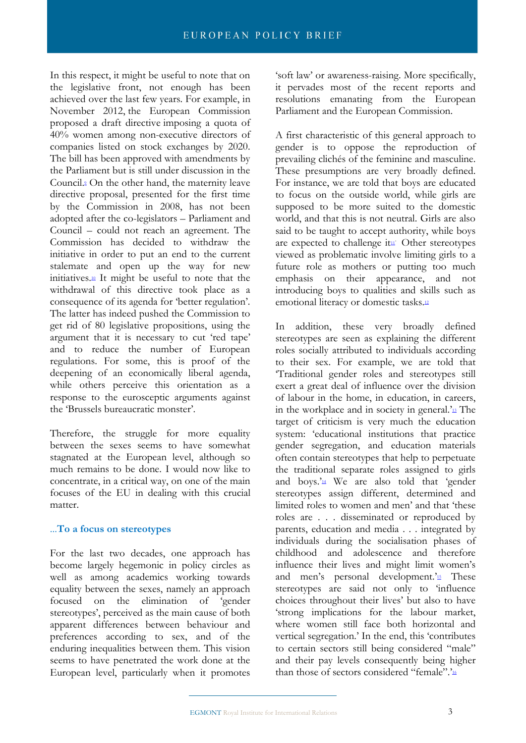In this respect, it might be useful to note that on the legislative front, not enough has been achieved over the last few years. For example, in November 2012, the European Commission proposed a draft directive imposing a quota of 40% women among non-executive directors of companies listed on stock exchanges by 2020. The bill has been approved with amendments by the Parliament but is still under discussion in the Council.[9] On the other hand, the maternity leave directive proposal, presented for the first time by the Commission in 2008, has not been adopted after the co-legislators – Parliament and Council – could not reach an agreement. The Commission has decided to withdraw the initiative in order to put an end to the current stalemate and open up the way for new initiatives.[10] It might be useful to note that the withdrawal of this directive took place as a consequence of its agenda for 'better regulation'. The latter has indeed pushed the Commission to get rid of 80 legislative propositions, using the argument that it is necessary to cut 'red tape' and to reduce the number of European regulations. For some, this is proof of the deepening of an economically liberal agenda, while others perceive this orientation as a response to the eurosceptic arguments against the 'Brussels bureaucratic monster'.

Therefore, the struggle for more equality between the sexes seems to have somewhat stagnated at the European level, although so much remains to be done. I would now like to concentrate, in a critical way, on one of the main focuses of the EU in dealing with this crucial matter.

### ...To a focus on stereotypes

For the last two decades, one approach has become largely hegemonic in policy circles as well as among academics working towards equality between the sexes, namely an approach focused on the elimination of 'gender stereotypes', perceived as the main cause of both apparent differences between behaviour and preferences according to sex, and of the enduring inequalities between them. This vision seems to have penetrated the work done at the European level, particularly when it promotes 'soft law' or awareness-raising. More specifically, it pervades most of the recent reports and resolutions emanating from the European Parliament and the European Commission.

A first characteristic of this general approach to gender is to oppose the reproduction of prevailing clichés of the feminine and masculine. These presumptions are very broadly defined. For instance, we are told that boys are educated to focus on the outside world, while girls are supposed to be more suited to the domestic world, and that this is not neutral. Girls are also said to be taught to accept authority, while boys are expected to challenge it.[11] Other stereotypes viewed as problematic involve limiting girls to a future role as mothers or putting too much emphasis on their appearance, and not introducing boys to qualities and skills such as emotional literacy or domestic tasks.[12]

In addition, these very broadly defined stereotypes are seen as explaining the different roles socially attributed to individuals according to their sex. For example, we are told that 'Traditional gender roles and stereotypes still exert a great deal of influence over the division of labour in the home, in education, in careers, in the workplace and in society in general.'[13] The target of criticism is very much the education system: 'educational institutions that practice gender segregation, and education materials often contain stereotypes that help to perpetuate the traditional separate roles assigned to girls and boys.'[14] We are also told that 'gender stereotypes assign different, determined and limited roles to women and men' and that 'these roles are . . . disseminated or reproduced by parents, education and media . . . integrated by individuals during the socialisation phases of childhood and adolescence and therefore influence their lives and might limit women's and men's personal development.'[15] These stereotypes are said not only to 'influence choices throughout their lives' but also to have 'strong implications for the labour market, where women still face both horizontal and vertical segregation.' In the end, this 'contributes to certain sectors still being considered "male" and their pay levels consequently being higher than those of sectors considered "female".'[16]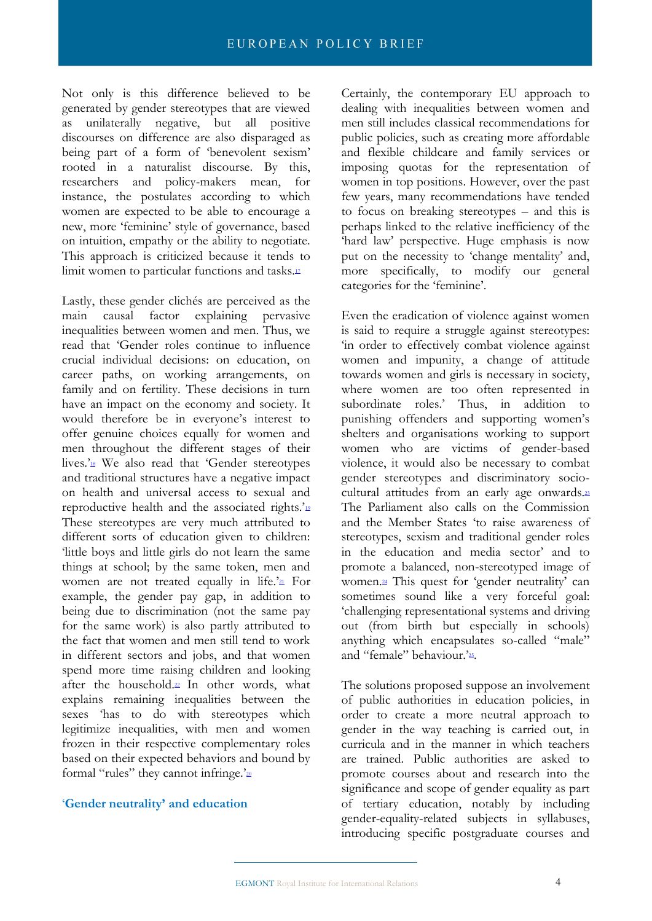Not only is this difference believed to be generated by gender stereotypes that are viewed as unilaterally negative, but all positive discourses on difference are also disparaged as being part of a form of 'benevolent sexism' rooted in a naturalist discourse. By this, researchers and policy-makers mean, for instance, the postulates according to which women are expected to be able to encourage a new, more 'feminine' style of governance, based on intuition, empathy or the ability to negotiate. This approach is criticized because it tends to limit women to particular functions and tasks.[17]

Lastly, these gender clichés are perceived as the main causal factor explaining pervasive inequalities between women and men. Thus, we read that 'Gender roles continue to influence crucial individual decisions: on education, on career paths, on working arrangements, on family and on fertility. These decisions in turn have an impact on the economy and society. It would therefore be in everyone's interest to offer genuine choices equally for women and men throughout the different stages of their lives.'[18] We also read that 'Gender stereotypes and traditional structures have a negative impact on health and universal access to sexual and reproductive health and the associated rights.'[19] These stereotypes are very much attributed to different sorts of education given to children: 'little boys and little girls do not learn the same things at school; by the same token, men and women are not treated equally in life.'[21] For example, the gender pay gap, in addition to being due to discrimination (not the same pay for the same work) is also partly attributed to the fact that women and men still tend to work in different sectors and jobs, and that women spend more time raising children and looking after the household.[22] In other words, what explains remaining inequalities between the sexes 'has to do with stereotypes which legitimize inequalities, with men and women frozen in their respective complementary roles based on their expected behaviors and bound by formal "rules" they cannot infringe.'[20]

## 'Gender neutrality' and education

Certainly, the contemporary EU approach to dealing with inequalities between women and men still includes classical recommendations for public policies, such as creating more affordable and flexible childcare and family services or imposing quotas for the representation of women in top positions. However, over the past few years, many recommendations have tended to focus on breaking stereotypes – and this is perhaps linked to the relative inefficiency of the 'hard law' perspective. Huge emphasis is now put on the necessity to 'change mentality' and, more specifically, to modify our general categories for the 'feminine'.

Even the eradication of violence against women is said to require a struggle against stereotypes: 'in order to effectively combat violence against women and impunity, a change of attitude towards women and girls is necessary in society, where women are too often represented in subordinate roles.' Thus, in addition to punishing offenders and supporting women's shelters and organisations working to support women who are victims of gender-based violence, it would also be necessary to combat gender stereotypes and discriminatory socio-cultural attitudes from an early age onwards.[23] The Parliament also calls on the Commission and the Member States 'to raise awareness of stereotypes, sexism and traditional gender roles in the education and media sector' and to promote a balanced, non-stereotyped image of women.[24] This quest for 'gender neutrality' can sometimes sound like a very forceful goal: 'challenging representational systems and driving out (from birth but especially in schools) anything which encapsulates so-called "male" and "female" behaviour.'[25].

The solutions proposed suppose an involvement of public authorities in education policies, in order to create a more neutral approach to gender in the way teaching is carried out, in curricula and the manner in which teachers are trained. Public authorities are asked to promote courses about and research into the significance and scope of gender equality as part of tertiary education, notably by including gender-equality-related subjects in syllabuses, introducing specific postgraduate courses and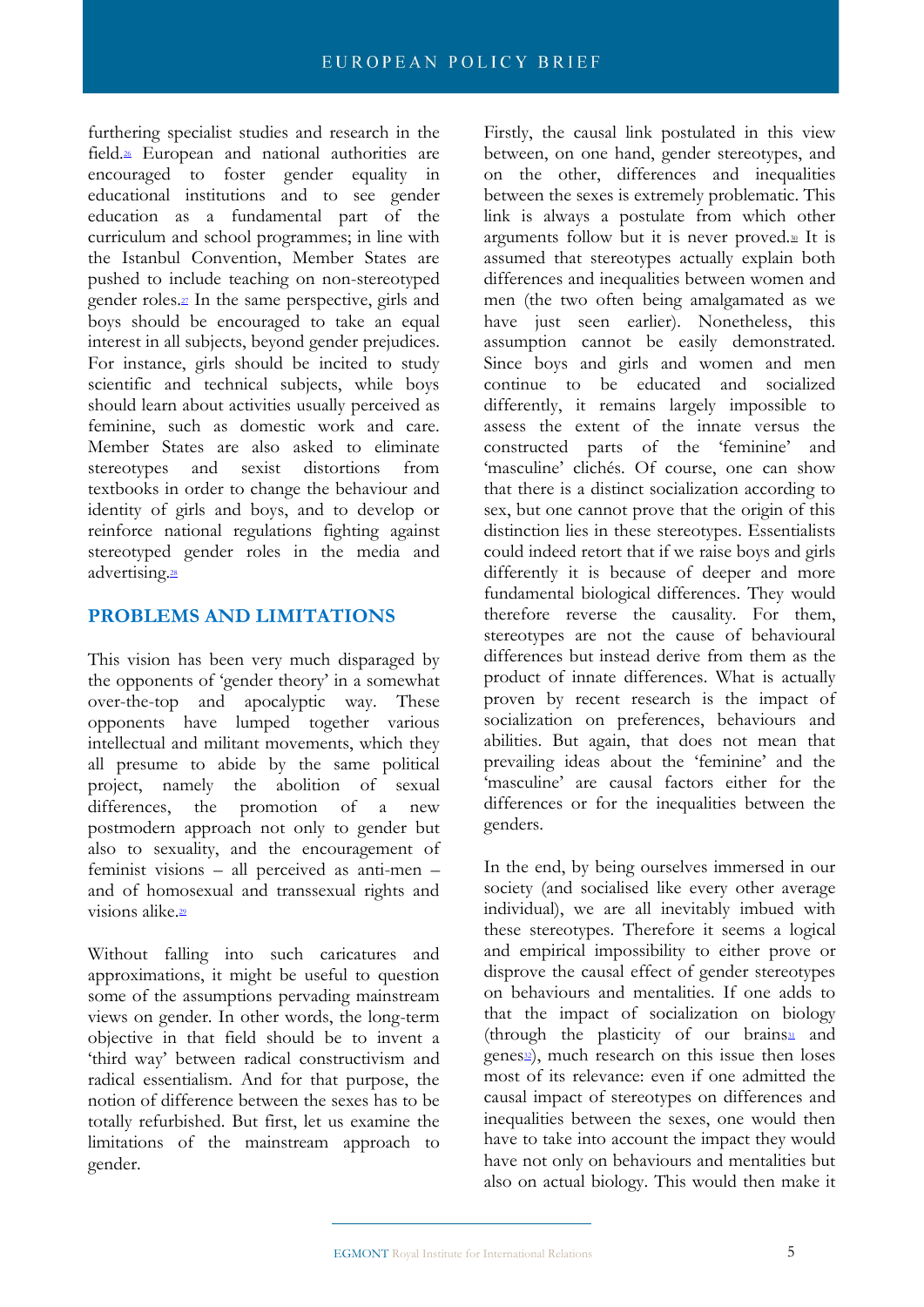furthering specialist studies and research in the field.[26] European and national authorities are encouraged to foster gender equality in educational institutions and to see gender education as a fundamental part of the curriculum and school programmes; in line with the Istanbul Convention, Member States are pushed to include teaching on non-stereotyped gender roles.[27] In the same perspective, girls and boys should be encouraged to take an equal interest in all subjects, beyond gender prejudices. For instance, girls should be incited to study scientific and technical subjects, while boys should learn about activities usually perceived as feminine, such as domestic work and care. Member States are also asked to eliminate stereotypes and sexist distortions from textbooks in order to change the behaviour and identity of girls and boys, and to develop or reinforce national regulations fighting against stereotyped gender roles in the media and advertising.[28]

## PROBLEMS AND LIMITATIONS

This vision has been very much disparaged by the opponents of 'gender theory' in a somewhat over-the-top and apocalyptic way. These opponents have lumped together various intellectual and militant movements, which they all presume to abide by the same political project, namely the abolition of sexual differences, the promotion of a new postmodern approach not only to gender but also to sexuality, and the encouragement of feminist visions – all perceived as anti-men – and of homosexual and transsexual rights and visions alike.[29]

Without falling into such caricatures and approximations, it might be useful to question some of the assumptions pervading mainstream views on gender. In other words, the long-term objective in that field should be to invent a 'third way' between radical constructivism and radical essentialism. And for that purpose, the notion of difference between the sexes has to be totally refurbished. But first, let us examine the limitations of the mainstream approach to gender.

Firstly, the causal link postulated in this view between, on one hand, gender stereotypes, and on the other, differences and inequalities between the sexes is extremely problematic. This link is always a postulate from which other arguments follow but it is never proved.[30] It is assumed that stereotypes actually explain both differences and inequalities between women and men (the two often being amalgamated as we have just seen earlier). Nonetheless, this assumption cannot be easily demonstrated. Since boys and girls and women and men continue to be educated and socialized differently, it remains largely impossible to assess the extent of the innate versus the constructed parts of the 'feminine' and 'masculine' clichés. Of course, one can show that there is a distinct socialization according to sex, but one cannot prove that the origin of this distinction lies in these stereotypes. Essentialists could indeed retort that if we raise boys and girls differently it is because of deeper and more fundamental biological differences. They would therefore reverse the causality. For them, stereotypes are not the cause of behavioural differences but instead derive from them as the product of innate differences. What is actually proven by recent research is the impact of socialization on preferences, behaviours and abilities. But again, that does not mean that prevailing ideas about the 'feminine' and the 'masculine' are causal factors either for the differences or for the inequalities between the genders.

In the end, by being ourselves immersed in our society (and socialised like every other average individual), we are all inevitably imbued with these stereotypes. Therefore it seems a logical and empirical impossibility to either prove or disprove the causal effect of gender stereotypes on behaviours and mentalities. If one adds to that the impact of socialization on biology (through the plasticity of our brains[31] and genes[32]), much research on this issue then loses most of its relevance: even if one admitted the causal impact of stereotypes on differences and inequalities between the sexes, one would then have to take into account the impact they would have not only on behaviours and mentalities but also on actual biology. This would then make it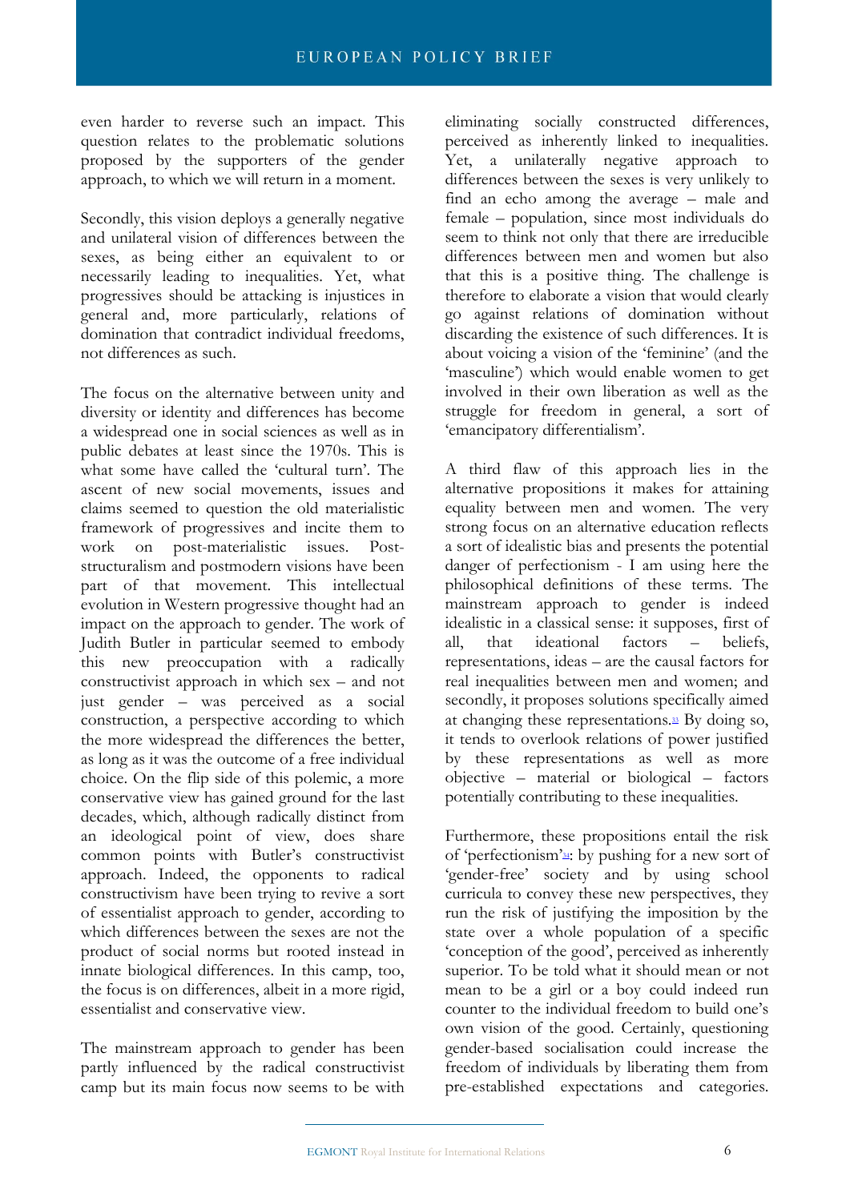even harder to reverse such an impact. This question relates to the problematic contribution proposed by the supporters of the gender approach, to which we will return in a moment.

Secondly, this vision deploys a generally negative and unilateral vision of differences between the sexes, as being either an equivalent to or necessarily leading to inequalities. Yet, what progressives should be attacking is injustices in general and, more particularly, relations of domination that contradict individual freedoms, not differences as such.

The focus on the alternative between unity and diversity or identity and differences has become a widespread one in social sciences as well as in public debates at least since the 1970s. This is what some have called the 'cultural turn'. The ascent of new social movements, issues and claims seemed to question the old materialistic framework of progressives and incite them to work on post-materialistic issues. Post-structuralism and postmodern visions have been part of that movement. This intellectual evolution in Western progressive thought had an impact on the approach to gender. The work of Judith Butler in particular seemed to embody this new preoccupation with a radically constructivist approach in which sex – and not just gender – was perceived as a social construction, a perspective according to which the more widespread the differences the better, as long as it was the outcome of a free individual choice. On the flip side of this polemic, a more conservative view has gained ground for the last decades, which, although radically distinct from an ideological point of view, does share common points with Butler's constructivist approach. Indeed, the opponents to radical constructivism have been trying to revive a sort of essentialist approach to gender, according to which differences between the sexes are not the product of social norms but rooted instead in innate biological differences. In this camp, too, the focus is on differences, albeit in a more rigid, essentialist and conservative view.

The mainstream approach to gender has been partly influenced by the radical constructivist camp but its main focus now seems to be with eliminating socially constructed differences, perceived as inherently linked to inequalities. Yet, a unilaterally negative approach to differences between the sexes is very unlikely to find an echo among the average – male and female – population, since most individuals do seem to think not only that there are irreducible differences between men and women but also that this is a positive thing. The challenge is therefore to elaborate a vision that would clearly go against relations of domination without discarding the existence of such differences. It is about voicing a vision of the 'feminine' (and the 'masculine') which would enable women to get involved in their own liberation as well as the struggle for freedom in general, a sort of 'emancipatory differentialism'.

A third flaw of this approach lies in the alternative propositions it makes for attaining equality between men and women. The very strong focus on an alternative education reflects a sort of idealistic bias and presents the potential danger of perfectionism - I am using here the philosophical definitions of these terms. The mainstream approach to gender is indeed idealistic in a classical sense: it supposes, first of all, that ideational factors – beliefs, representations, ideas – are the causal factors for real inequalities between men and women; and secondly, it proposes solutions specifically aimed at changing these representations.[33] By doing so, it tends to overlook relations of power justified by these representations as well as more objective – material or biological – factors potentially contributing to these inequalities.

Furthermore, these propositions entail the risk of 'perfectionism'[34]: by pushing for a new sort of 'gender-free' society and by using school curricula to convey these new perspectives, they run the risk of justifying the imposition by the state over a whole population of a specific 'conception of the good', perceived as inherently superior. To be told what it should mean or not mean to be a girl or a boy could indeed run counter to the individual freedom to build one's own vision of the good. Certainly, questioning gender-based socialisation could increase the freedom of individuals by liberating them from pre-established expectations and categories.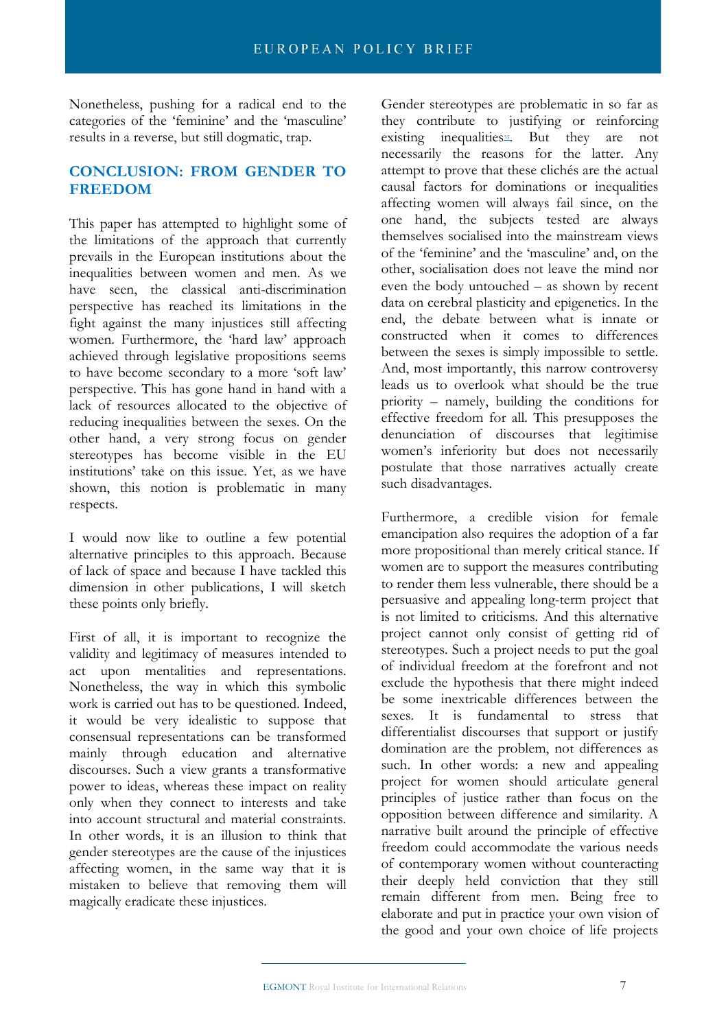Nonetheless, pushing for a radical end to the categories of the 'feminine' and the 'masculine' results in a reverse, but still dogmatic, trap.

## CONCLUSION: FROM GENDER TO FREEDOM

This paper has attempted to highlight some of the limitations of the approach that currently prevails in the European institutions about the inequalities between women and men. As we have seen, the classical anti-discrimination perspective has reached its limitations in the fight against the many injustices still affecting women. Furthermore, the 'hard law' approach achieved through legislative propositions seems to have become secondary to a more 'soft law' perspective. This has gone hand in hand with a lack of resources allocated to the objective of reducing inequalities between the sexes. On the other hand, a very strong focus on gender stereotypes has become visible in the EU institutions' take on this issue. Yet, as we have shown, this notion is problematic in many respects.

I would now like to outline a few potential alternative principles to this approach. Because of lack of space and because I have tackled this dimension in other publications, I will sketch these points only briefly.

First of all, it is important to recognize the validity and legitimacy of measures intended to act upon mentalities and representations. Nonetheless, the way in which this symbolic work is carried out has to be questioned. Indeed, it would be very idealistic to suppose that consensual representations can be transformed mainly through education and alternative discourses. Such a view grants a transformative power to ideas, whereas these impact on reality only when they connect to interests and take into account structural and material constraints. In other words, it is an illusion to think that gender stereotypes are the cause of the injustices affecting women, in the same way that it is mistaken to believe that removing them will magically eradicate these injustices.

Gender stereotypes are problematic in so far as they contribute to justifying or reinforcing existing inequalities[35]. But they are not necessarily the reasons for the latter. Any attempt to prove that these clichés are the actual causal factors for dominations or inequalities affecting women will always fail since, on the one hand, the subjects tested are always themselves socialised into the mainstream views of the 'feminine' and the 'masculine' and, on the other, socialisation does not leave the mind nor even the body untouched – as shown by recent data on cerebral plasticity and epigenetics. In the end, the debate between what is innate or constructed when it comes to differences between the sexes is simply impossible to settle. And, most importantly, this narrow controversy leads us to overlook what should be the true priority – namely, building the conditions for effective freedom for all. This presupposes the denunciation of discourses that legitimise women's inferiority but does not necessarily postulate that those narratives actually create such disadvantages.

Furthermore, a credible vision for female emancipation also requires the adoption of a far more propositional than merely critical stance. If women are to support the measures contributing to render them less vulnerable, there should be a persuasive and appealing long-term project that is not limited to criticisms. And this alternative project cannot only consist of getting rid of stereotypes. Such a project needs to put the goal of individual freedom at the forefront and not exclude the hypothesis that there might indeed be some inextricable differences between the sexes. It is fundamental to stress that differentialist discourses that support or justify domination are the problem, not differences as such. In other words: a new and appealing project for women should articulate general principles of justice rather than focus on the opposition between difference and similarity. A narrative built around the principle of effective freedom could accommodate the various needs of contemporary women without counteracting their deeply held conviction that they still remain different from men. Being free to elaborate and put in practice your own vision of the good and your own choice of life projects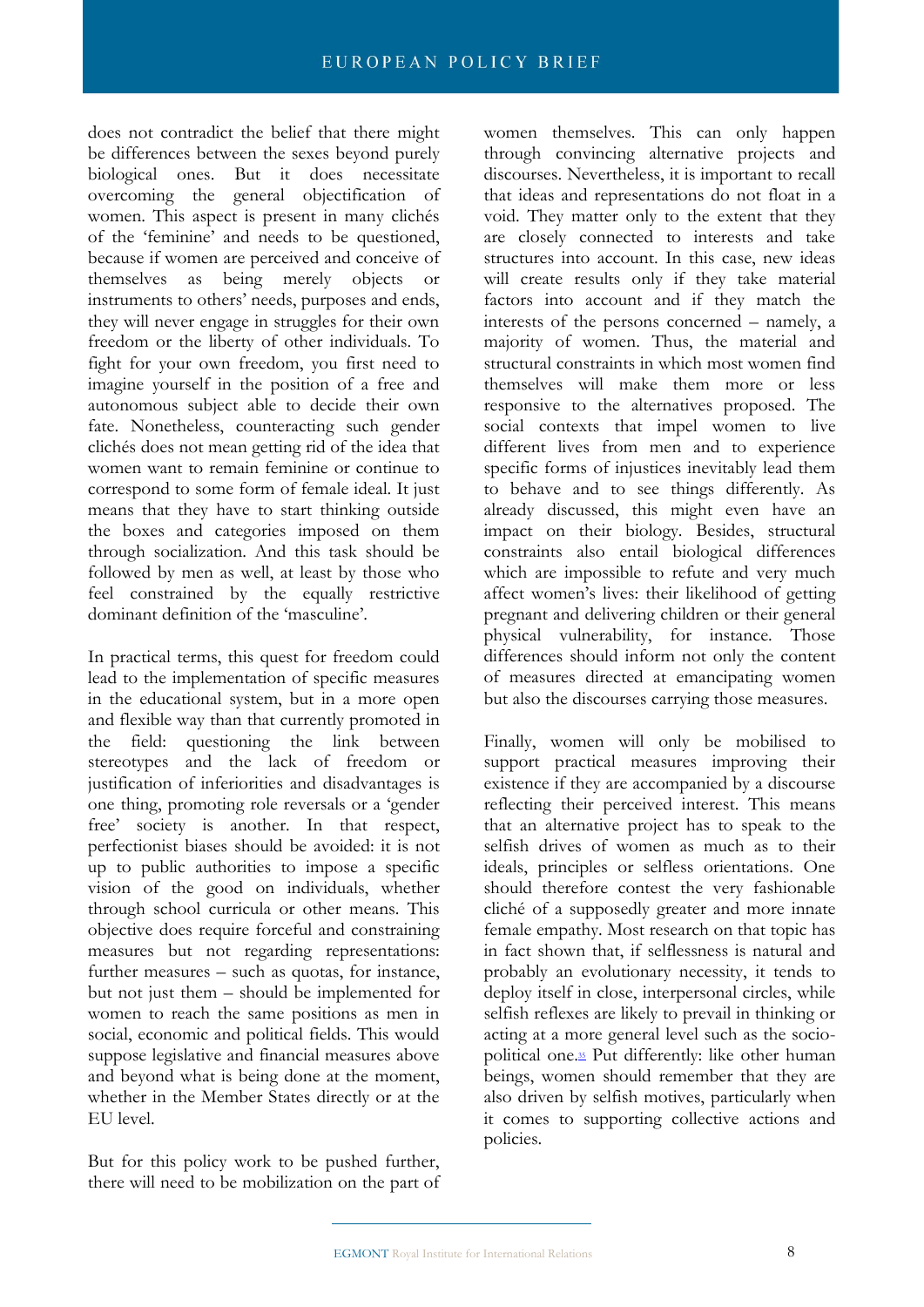does not contradict the belief that there might be differences between the sexes beyond purely biological ones. But it does necessitate overcoming the general objectification of women. This aspect is present in many clichés of the 'feminine' and needs to be questioned, because if women are perceived and conceive of themselves as being merely objects or instruments to others' needs, purposes and ends, they will never engage in struggles for their own freedom or the liberty of other individuals. To fight for your own freedom, you first need to imagine yourself in the position of a free and autonomous subject able to decide their own fate. Nonetheless, counteracting such gender clichés does not mean getting rid of the idea that women want to remain feminine or continue to correspond to some form of female ideal. It just means that they have to start thinking outside the boxes and categories imposed on them through socialization. And this task should be followed by men as well, at least by those who feel constrained by the equally restrictive dominant definition of the 'masculine'.

In practical terms, this quest for freedom could lead to the implementation of specific measures in the educational system, but in a more open and flexible way than that currently promoted in the field: questioning the link between stereotypes and the lack of freedom or justification of inferiorities and disadvantages is one thing, promoting role reversals or a 'gender free' society is another. In that respect, perfectionist biases should be avoided: it is not up to public authorities to impose a specific vision of the good on individuals, whether through school curricula or other means. This objective does require forceful and constraining measures but not regarding representations: further measures – such as quotas, for instance, but not just them – should be implemented for women to reach the same positions as men in social, economic and political fields. This would suppose legislative and financial measures above and beyond what is being done at the moment, whether in the Member States directly or at the EU level.

But for this policy work to be pushed further, there will need to be mobilization on the part of women themselves. This can only happen through convincing alternative projects and discourses. Nevertheless, it is important to recall that ideas and representations do not float in a void. They matter only to the extent that they are closely connected to interests and take structures into account. In this case, new ideas will create results only if they take material factors into account and if they match the interests of the persons concerned – namely, a majority of women. Thus, the material and structural constraints in which most women find themselves will make them more or less responsive to the alternatives proposed. The social contexts that impel women to live different lives from men and to experience specific forms of injustices inevitably lead them to behave and to see things differently. As already discussed, this might even have an impact on their biology. Besides, structural constraints also entail biological differences which are impossible to refute and very much affect women's lives: their likelihood of getting pregnant and delivering children or their general physical vulnerability, for instance. Those differences should inform not only the content of measures directed at emancipating women but also the discourses carrying those measures.

Finally, women will only be mobilised to support practical measures improving their existence if they are accompanied by a discourse reflecting their perceived interest. This means that an alternative project has to speak to the selfish drives of women as much as to their ideals, principles or selfless orientations. One should therefore contest the very fashionable cliché of a supposedly greater and more innate female empathy. Most research on that topic has in fact shown that, if selflessness is natural and probably an evolutionary necessity, it tends to deploy itself in close, interpersonal circles, while selfish reflexes are likely to prevail in thinking or acting at a more general level such as the socio-political one.[35] Put differently: like other human beings, women should remember that they are also driven by selfish motives, particularly when it comes to supporting collective actions and policies.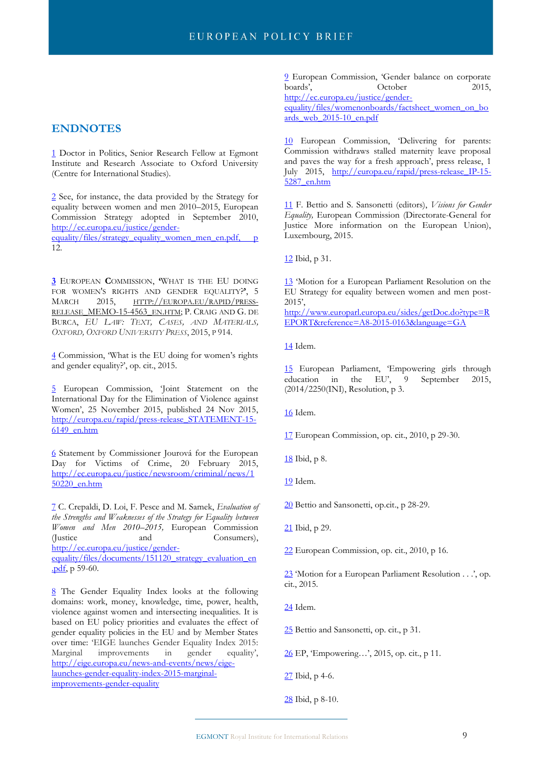## ENDNOTES

1 Doctor in Politics, Senior Research Fellow at Egmont Institute and Research Associate to Oxford University (Centre for International Studies).

2 See, for instance, the data provided by the Strategy for equality between women and men 2010–2015, European Commission Strategy adopted in September 2010, http://ec.europa.eu/justice/gender-equality/files/strategy_equality_women_men_en.pdf, p 12.

**3** European Commission, 'What is the EU doing for women's rights and gender equality?', 5 March 2015, http://europa.eu/rapid/press-release_MEMO-15-4563_en.htm; P. Craig and G. de Burca, *EU Law: Text, Cases, and Materials, Oxford, Oxford University Press*, 2015, p 914.

4 Commission, 'What is the EU doing for women's rights and gender equality?', op. cit., 2015.

5 European Commission, 'Joint Statement on the International Day for the Elimination of Violence against Women', 25 November 2015, published 24 Nov 2015, http://europa.eu/rapid/press-release_STATEMENT-15-6149_en.htm

6 Statement by Commissioner Jourová for the European Day for Victims of Crime, 20 February 2015, http://ec.europa.eu/justice/newsroom/criminal/news/150220_en.htm

7 C. Crepaldi, D. Loi, F. Pesce and M. Samek, *Evaluation of the Strengths and Weaknesses of the Strategy for Equality between Women and Men 2010–2015,* European Commission (Justice and Consumers), http://ec.europa.eu/justice/gender-equality/files/documents/151120_strategy_evaluation_en.pdf, p 59-60.

8 The Gender Equality Index looks at the following domains: work, money, knowledge, time, power, health, violence against women and intersecting inequalities. It is based on EU policy priorities and evaluates the effect of gender equality policies in the EU and by Member States over time: 'EIGE launches Gender Equality Index 2015: Marginal improvements in gender equality', http://eige.europa.eu/news-and-events/news/eige-launches-gender-equality-index-2015-marginal-improvements-gender-equality

9 European Commission, 'Gender balance on corporate boards', October 2015, http://ec.europa.eu/justice/gender-equality/files/womenonboards/factsheet_women_on_boards_web_2015-10_en.pdf

10 European Commission, 'Delivering for parents: Commission withdraws stalled maternity leave proposal and paves the way for a fresh approach', press release, 1 July 2015, http://europa.eu/rapid/press-release_IP-15-5287_en.htm

11 F. Bettio and S. Sansonetti (editors), *Visions for Gender Equality,* European Commission (Directorate-General for Justice More information on the European Union), Luxembourg, 2015.

12 Ibid, p 31.

13 'Motion for a European Parliament Resolution on the EU Strategy for equality between women and men post-2015', http://www.europarl.europa.eu/sides/getDoc.do?type=REPORT&reference=A8-2015-0163&language=GA

14 Idem.

15 European Parliament, 'Empowering girls through education in the EU', 9 September 2015, (2014/2250(INI), Resolution, p 3.

16 Idem.

17 European Commission, op. cit., 2010, p 29-30.

18 Ibid, p 8.

19 Idem.

20 Bettio and Sansonetti, op.cit., p 28-29.

21 Ibid, p 29.

22 European Commission, op. cit., 2010, p 16.

23 'Motion for a European Parliament Resolution . . .', op. cit., 2015.

24 Idem.

25 Bettio and Sansonetti, op. cit., p 31.

26 EP, 'Empowering…', 2015, op. cit., p 11.

27 Ibid, p 4-6.

28 Ibid, p 8-10.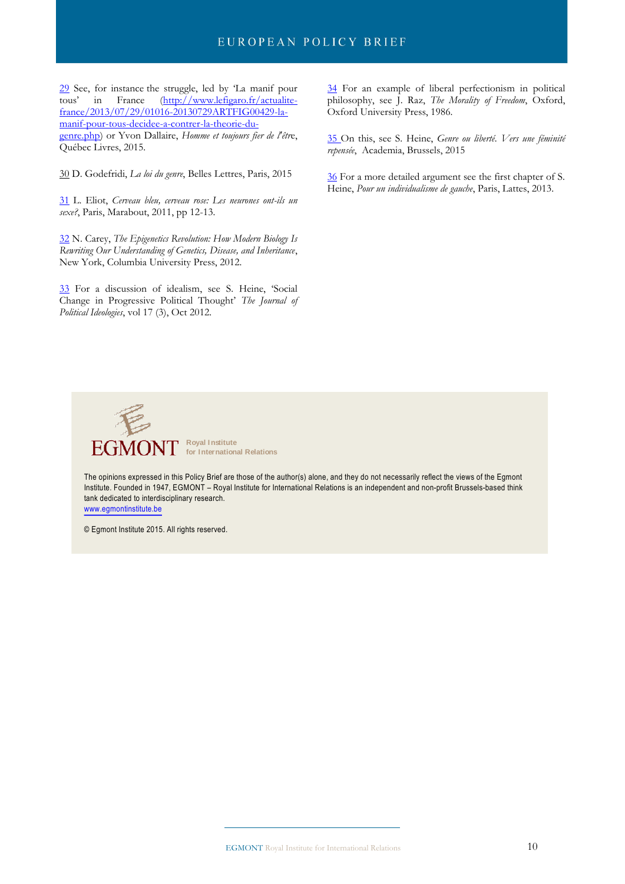29 See, for instance the struggle, led by 'La manif pour tous' in France (http://www.lefigaro.fr/actualite-france/2013/07/29/01016-20130729ARTFIG00429-la-manif-pour-tous-decidee-a-contrer-la-theorie-du-genre.php) or Yvon Dallaire, *Homme et toujours fier de l'être*, Québec Livres, 2015.

30 D. Godefridi, *La loi du genre*, Belles Lettres, Paris, 2015

31 L. Eliot, *Cerveau bleu, cerveau rose: Les neurones ont-ils un sexe?*, Paris, Marabout, 2011, pp 12-13.

32 N. Carey, *The Epigenetics Revolution: How Modern Biology Is Rewriting Our Understanding of Genetics, Disease, and Inheritance*, New York, Columbia University Press, 2012.

33 For a discussion of idealism, see S. Heine, 'Social Change in Progressive Political Thought' *The Journal of Political Ideologies*, vol 17 (3), Oct 2012.

34 For an example of liberal perfectionism in political philosophy, see J. Raz, *The Morality of Freedom*, Oxford, Oxford University Press, 1986.

35 On this, see S. Heine, *Genre ou liberté. Vers une féminité repensée*, Academia, Brussels, 2015

36 For a more detailed argument see the first chapter of S. Heine, *Pour un individualisme de gauche*, Paris, Lattes, 2013.

EGMONT Royal Institute for International Relations

The opinions expressed in this Policy Brief are those of the author(s) alone, and they do not necessarily reflect the views of the Egmont Institute. Founded in 1947, EGMONT – Royal Institute for International Relations is an independent and non-profit Brussels-based think tank dedicated to interdisciplinary research.
www.egmontinstitute.be

© Egmont Institute 2015. All rights reserved.